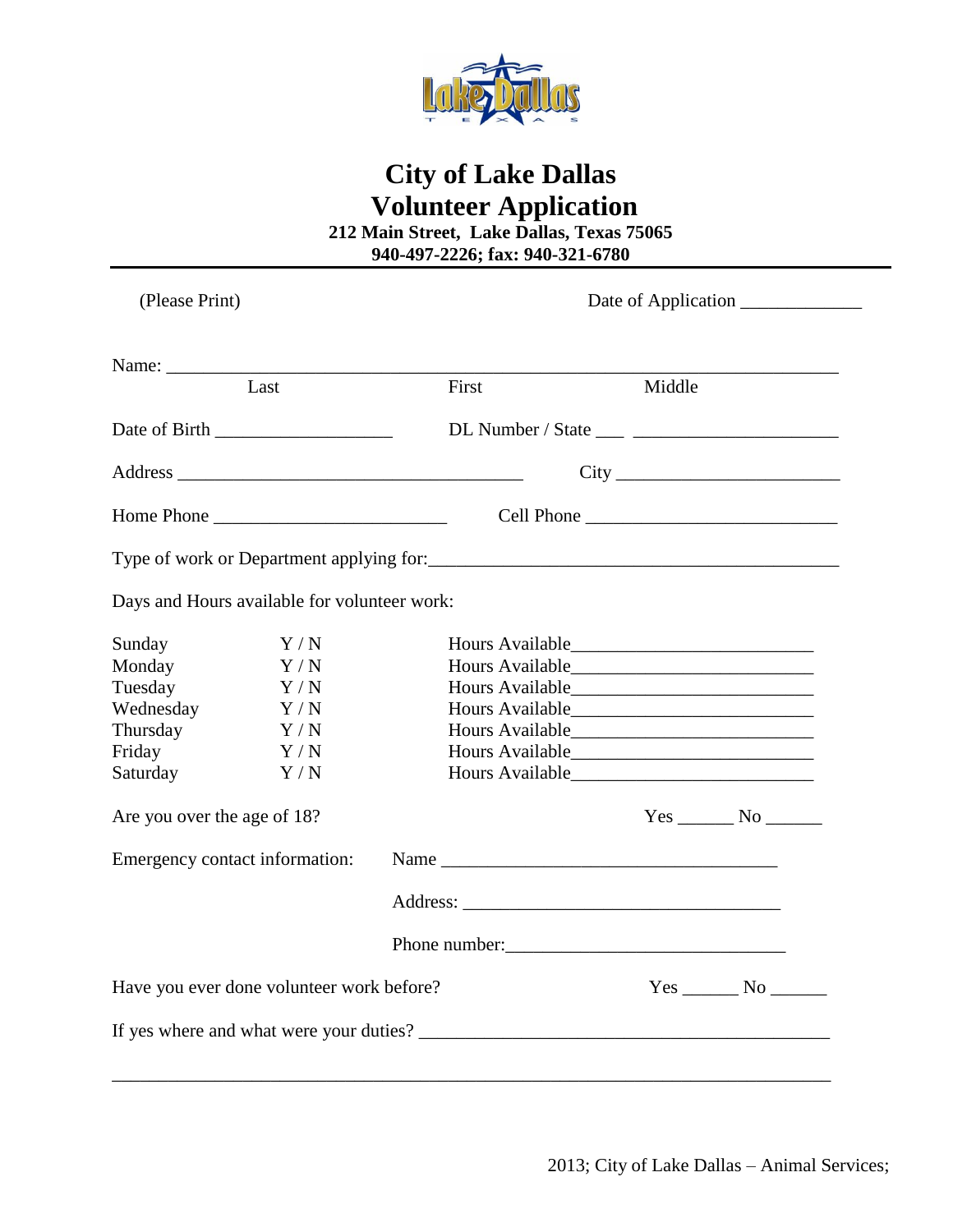# City of Lake Dallas
# Volunteer Application

**212 Main Street, Lake Dallas, Texas 75065**
**940-497-2226; fax: 940-321-6780**

(Please Print) Date of Application _____________

Name: ______________________________________________________________________
Last First Middle

Date of Birth ___________________ DL Number / State ___ _____________________

Address _____________________________________ City _______________________

Home Phone ________________________ Cell Phone __________________________

Type of work or Department applying for:___________________________________________

Days and Hours available for volunteer work:

| Day | Y / N | Hours Available |
|---|---|---|
| Sunday | Y / N | Hours Available_________________________ |
| Monday | Y / N | Hours Available_________________________ |
| Tuesday | Y / N | Hours Available_________________________ |
| Wednesday | Y / N | Hours Available_________________________ |
| Thursday | Y / N | Hours Available_________________________ |
| Friday | Y / N | Hours Available_________________________ |
| Saturday | Y / N | Hours Available_________________________ |

Are you over the age of 18? Yes ______ No ______

Emergency contact information: Name ___________________________________

Address: __________________________________

Phone number:______________________________

Have you ever done volunteer work before? Yes ______ No ______

If yes where and what were your duties? ____________________________________________

_______________________________________________________________________________

2013; City of Lake Dallas – Animal Services;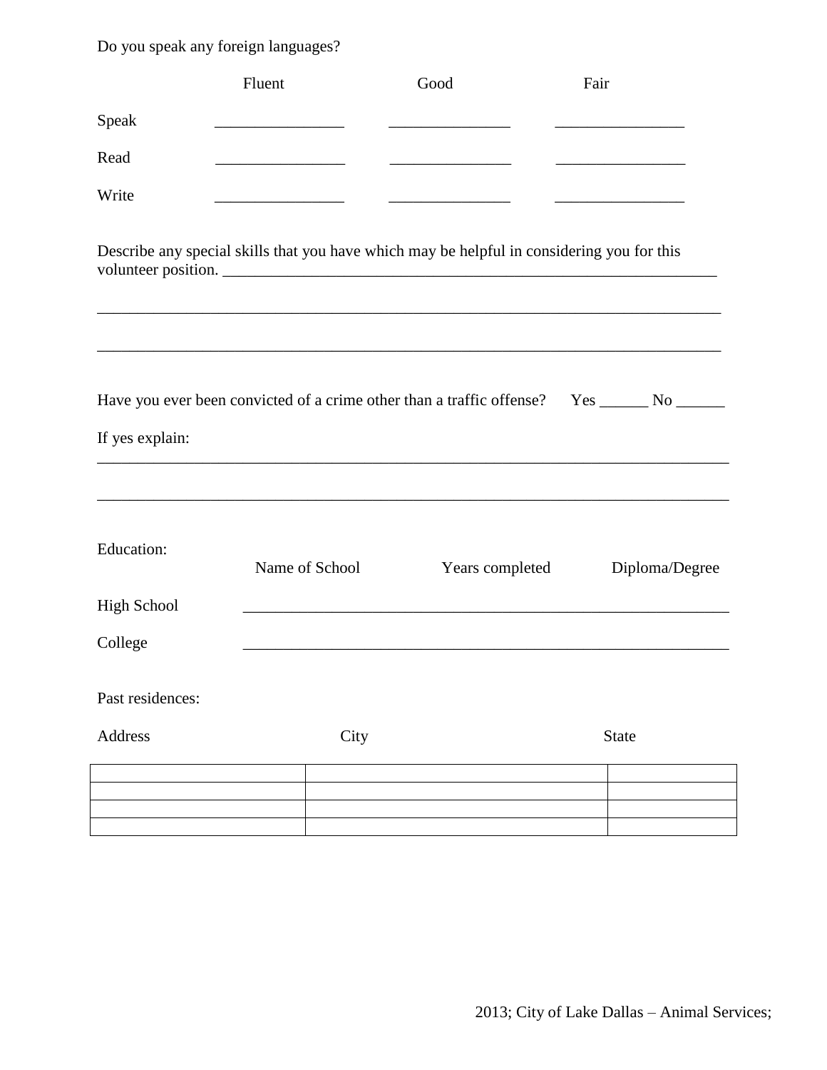Do you speak any foreign languages?

| | Fluent | Good | Fair |
|---|---|---|---|
| Speak | ________________ | _______________ | ________________ |
| Read | ________________ | _______________ | ________________ |
| Write | ________________ | _______________ | ________________ |

Describe any special skills that you have which may be helpful in considering you for this volunteer position. _________________________________________________________________

_______________________________________________________________________________

_______________________________________________________________________________

Have you ever been convicted of a crime other than a traffic offense? Yes ______ No ______

If yes explain:

_______________________________________________________________________________

_______________________________________________________________________________

Education:

| | Name of School | Years completed | Diploma/Degree |
|---|---|---|---|
| High School | | | |
| College | | | |

Past residences:

| Address | City | State |
|---|---|---|
| | | |
| | | |
| | | |
| | | |

2013; City of Lake Dallas – Animal Services;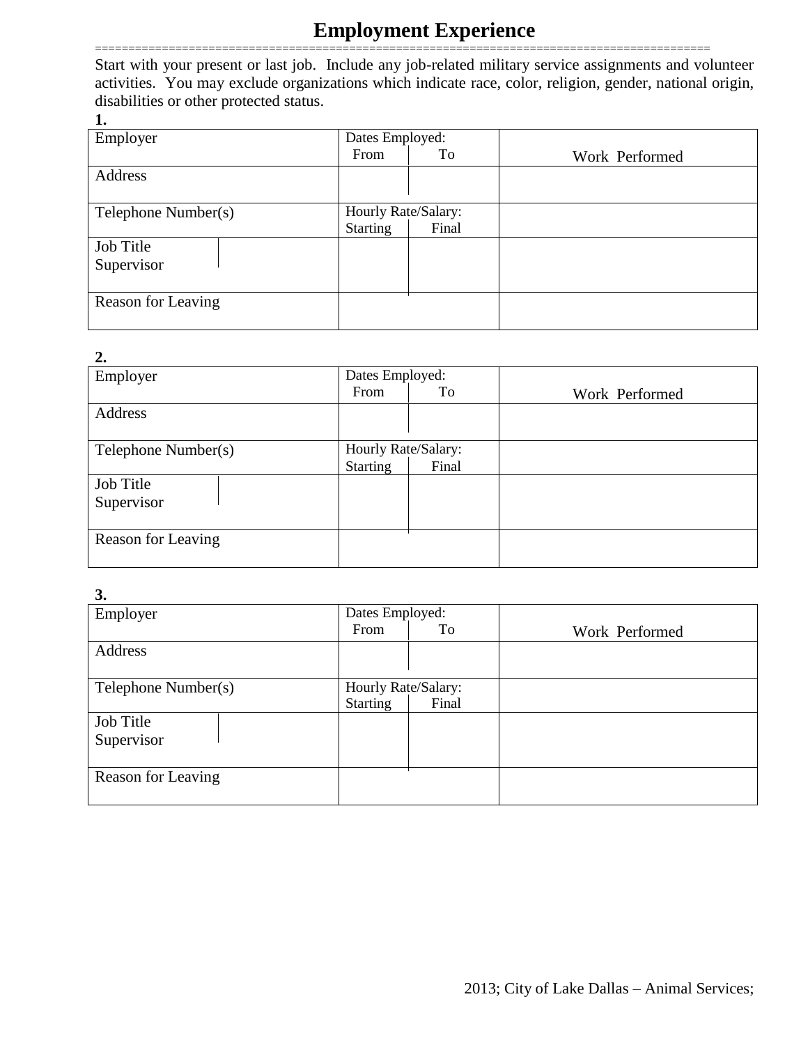# Employment Experience

Start with your present or last job. Include any job-related military service assignments and volunteer activities. You may exclude organizations which indicate race, color, religion, gender, national origin, disabilities or other protected status.

**1.**

| Employer | Dates Employed: From | To | Work Performed |
|---|---|---|---|
| Address | | | |
| Telephone Number(s) | Hourly Rate/Salary: Starting | Final | |
| Job Title<br>Supervisor | | | |
| Reason for Leaving | | | |

**2.**

| Employer | Dates Employed: From | To | Work Performed |
|---|---|---|---|
| Address | | | |
| Telephone Number(s) | Hourly Rate/Salary: Starting | Final | |
| Job Title<br>Supervisor | | | |
| Reason for Leaving | | | |

**3.**

| Employer | Dates Employed: From | To | Work Performed |
|---|---|---|---|
| Address | | | |
| Telephone Number(s) | Hourly Rate/Salary: Starting | Final | |
| Job Title<br>Supervisor | | | |
| Reason for Leaving | | | |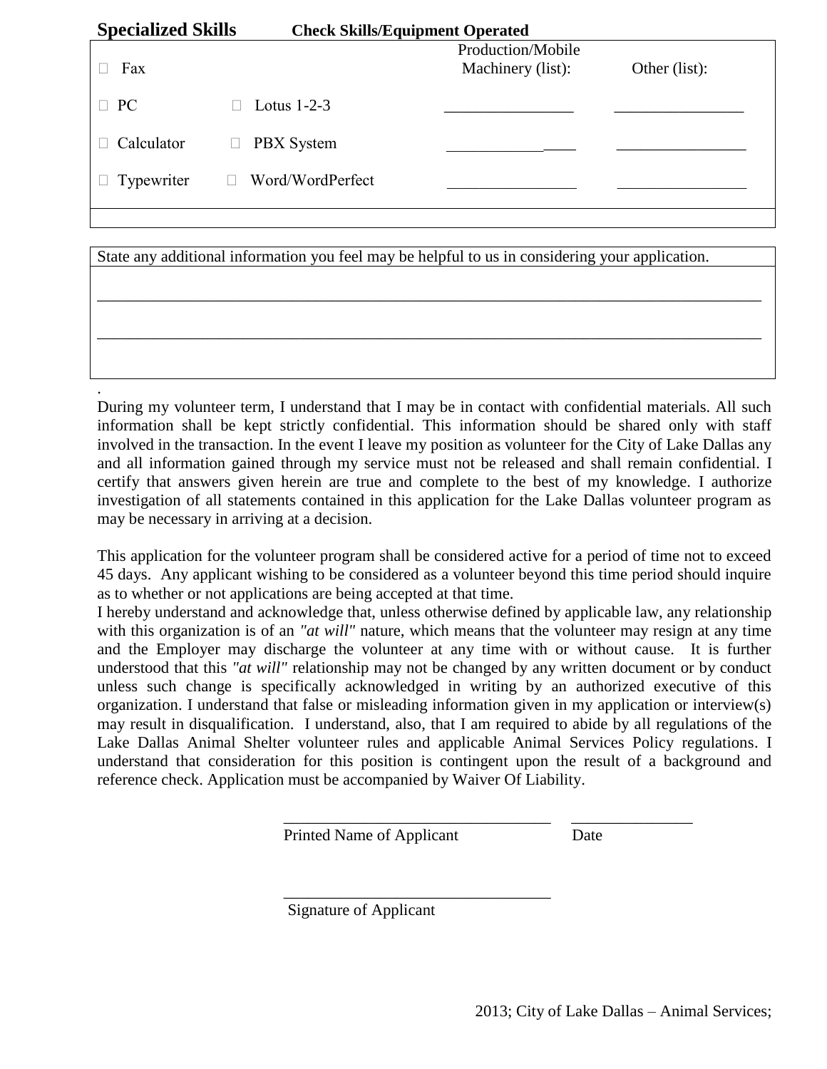**Specialized Skills** **Check Skills/Equipment Operated**

| | | Production/Mobile Machinery (list): | Other (list): |
|---|---|---|---|
| ☐ Fax | | | |
| ☐ PC | ☐ Lotus 1-2-3 | ________________ | ________________ |
| ☐ Calculator | ☐ PBX System | ________________ | ________________ |
| ☐ Typewriter | ☐ Word/WordPerfect | ________________ | ________________ |

State any additional information you feel may be helpful to us in considering your application.

_______________________________________________________________________________

_______________________________________________________________________________

During my volunteer term, I understand that I may be in contact with confidential materials. All such information shall be kept strictly confidential. This information should be shared only with staff involved in the transaction. In the event I leave my position as volunteer for the City of Lake Dallas any and all information gained through my service must not be released and shall remain confidential. I certify that answers given herein are true and complete to the best of my knowledge. I authorize investigation of all statements contained in this application for the Lake Dallas volunteer program as may be necessary in arriving at a decision.

This application for the volunteer program shall be considered active for a period of time not to exceed 45 days. Any applicant wishing to be considered as a volunteer beyond this time period should inquire as to whether or not applications are being accepted at that time.

I hereby understand and acknowledge that, unless otherwise defined by applicable law, any relationship with this organization is of an *"at will"* nature, which means that the volunteer may resign at any time and the Employer may discharge the volunteer at any time with or without cause. It is further understood that this *"at will"* relationship may not be changed by any written document or by conduct unless such change is specifically acknowledged in writing by an authorized executive of this organization. I understand that false or misleading information given in my application or interview(s) may result in disqualification. I understand, also, that I am required to abide by all regulations of the Lake Dallas Animal Shelter volunteer rules and applicable Animal Services Policy regulations. I understand that consideration for this position is contingent upon the result of a background and reference check. Application must be accompanied by Waiver Of Liability.

_________________________________ _______________

Printed Name of Applicant Date

_________________________________

Signature of Applicant

2013; City of Lake Dallas – Animal Services;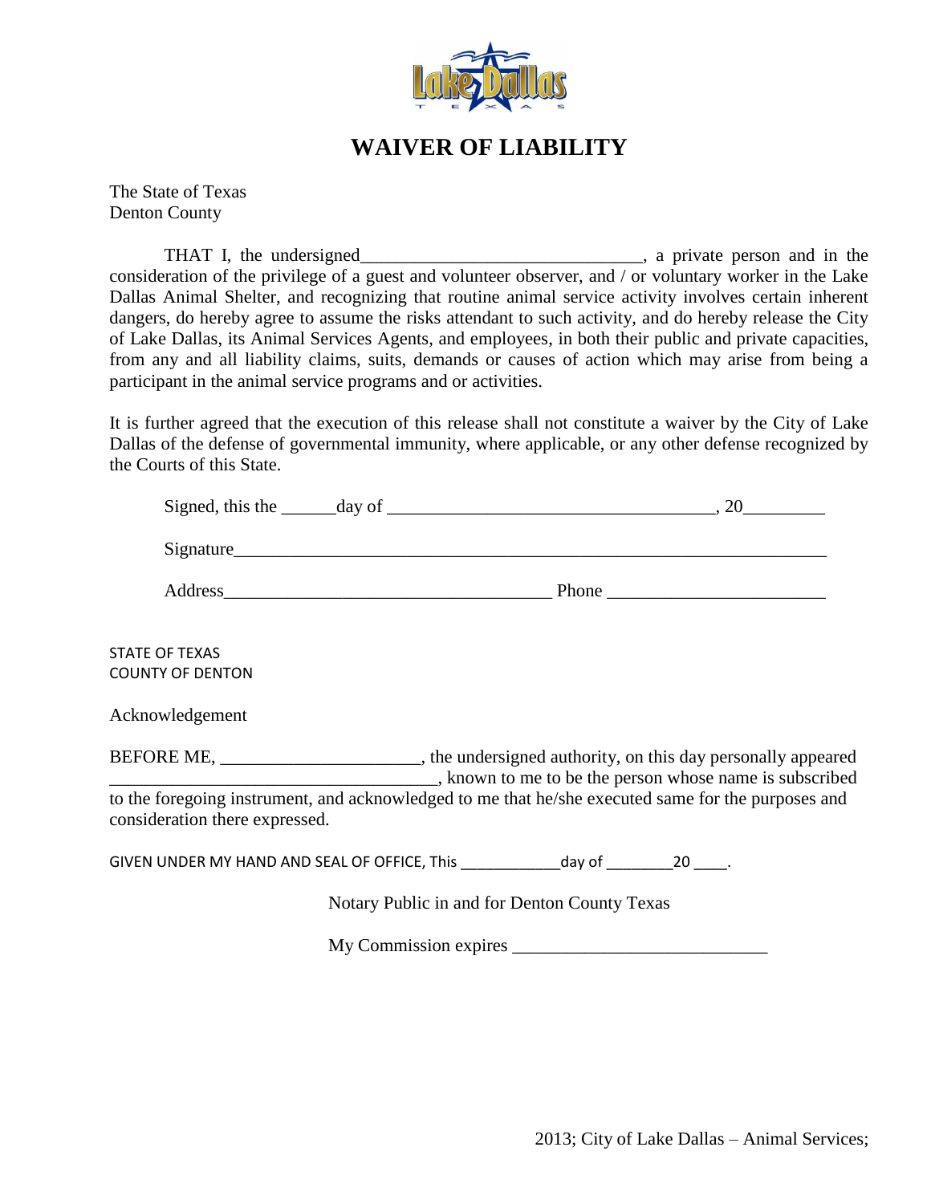# WAIVER OF LIABILITY

The State of Texas
Denton County

THAT I, the undersigned_______________________________, a private person and in the consideration of the privilege of a guest and volunteer observer, and / or voluntary worker in the Lake Dallas Animal Shelter, and recognizing that routine animal service activity involves certain inherent dangers, do hereby agree to assume the risks attendant to such activity, and do hereby release the City of Lake Dallas, its Animal Services Agents, and employees, in both their public and private capacities, from any and all liability claims, suits, demands or causes of action which may arise from being a participant in the animal service programs and or activities.

It is further agreed that the execution of this release shall not constitute a waiver by the City of Lake Dallas of the defense of governmental immunity, where applicable, or any other defense recognized by the Courts of this State.

Signed, this the ______day of ___________________________________, 20_________

Signature___________________________________________________________________

Address____________________________________ Phone ________________________

STATE OF TEXAS
COUNTY OF DENTON

Acknowledgement

BEFORE ME, ______________________, the undersigned authority, on this day personally appeared ___________________________________, known to me to be the person whose name is subscribed to the foregoing instrument, and acknowledged to me that he/she executed same for the purposes and consideration there expressed.

GIVEN UNDER MY HAND AND SEAL OF OFFICE, This ____________day of ________20 ____.

Notary Public in and for Denton County Texas

My Commission expires ___________________________

2013; City of Lake Dallas – Animal Services;